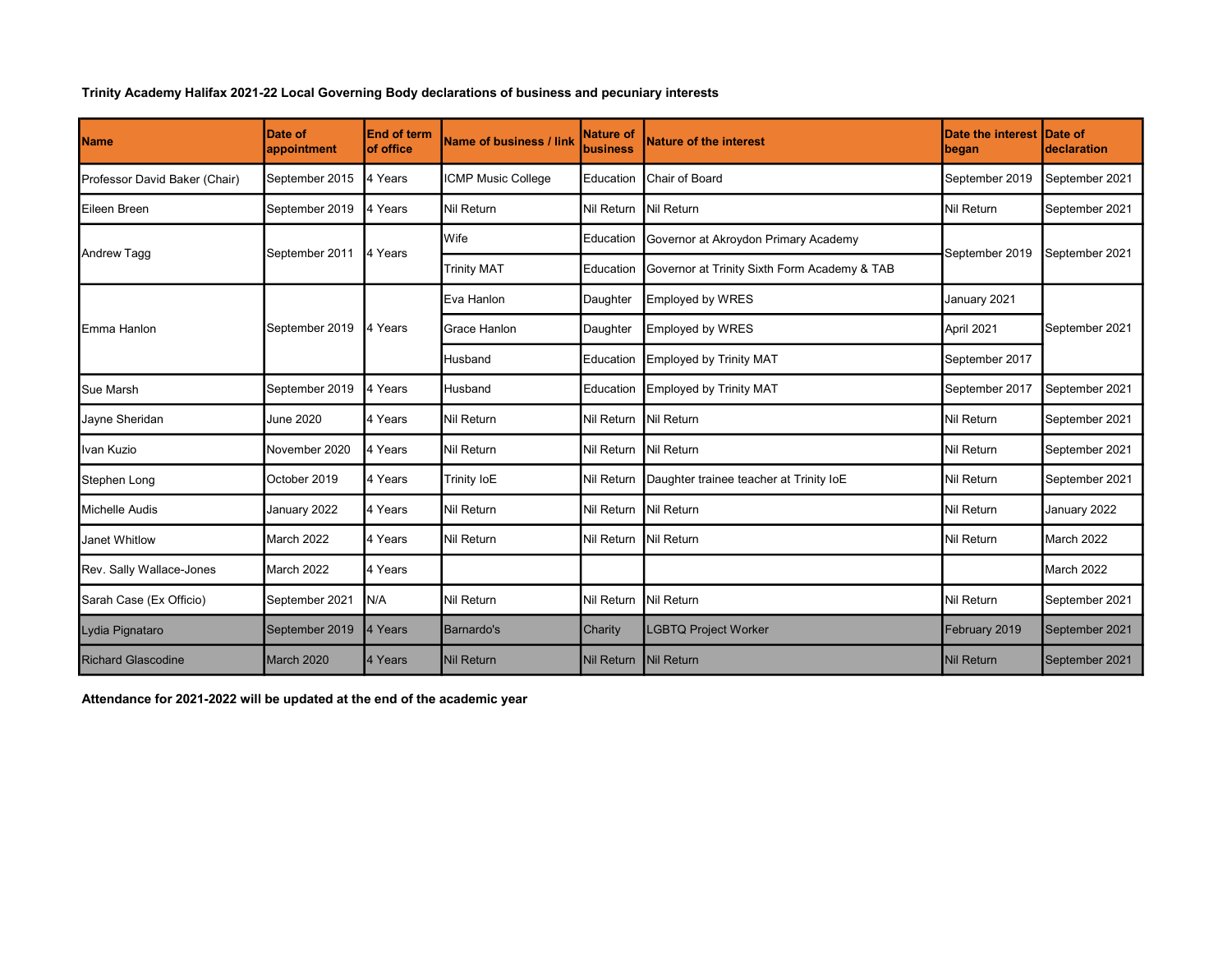**Trinity Academy Halifax 2021-22 Local Governing Body declarations of business and pecuniary interests**

| Name | Date of appointment | End of term of office | Name of business / link | Nature of business | Nature of the interest | Date the interest began | Date of declaration |
|---|---|---|---|---|---|---|---|
| Professor David Baker (Chair) | September 2015 | 4 Years | ICMP Music College | Education | Chair of Board | September 2019 | September 2021 |
| Eileen Breen | September 2019 | 4 Years | Nil Return | Nil Return | Nil Return | Nil Return | September 2021 |
| Andrew Tagg | September 2011 | 4 Years | Wife | Education | Governor at Akroydon Primary Academy | September 2019 | September 2021 |
| | | | Trinity MAT | Education | Governor at Trinity Sixth Form Academy & TAB | | |
| Emma Hanlon | September 2019 | 4 Years | Eva Hanlon | Daughter | Employed by WRES | January 2021 | September 2021 |
| | | | Grace Hanlon | Daughter | Employed by WRES | April 2021 | |
| | | | Husband | Education | Employed by Trinity MAT | September 2017 | |
| Sue Marsh | September 2019 | 4 Years | Husband | Education | Employed by Trinity MAT | September 2017 | September 2021 |
| Jayne Sheridan | June 2020 | 4 Years | Nil Return | Nil Return | Nil Return | Nil Return | September 2021 |
| Ivan Kuzio | November 2020 | 4 Years | Nil Return | Nil Return | Nil Return | Nil Return | September 2021 |
| Stephen Long | October 2019 | 4 Years | Trinity IoE | Nil Return | Daughter trainee teacher at Trinity IoE | Nil Return | September 2021 |
| Michelle Audis | January 2022 | 4 Years | Nil Return | Nil Return | Nil Return | Nil Return | January 2022 |
| Janet Whitlow | March 2022 | 4 Years | Nil Return | Nil Return | Nil Return | Nil Return | March 2022 |
| Rev. Sally Wallace-Jones | March 2022 | 4 Years | | | | | March 2022 |
| Sarah Case (Ex Officio) | September 2021 | N/A | Nil Return | Nil Return | Nil Return | Nil Return | September 2021 |
| Lydia Pignataro | September 2019 | 4 Years | Barnardo's | Charity | LGBTQ Project Worker | February 2019 | September 2021 |
| Richard Glascodine | March 2020 | 4 Years | Nil Return | Nil Return | Nil Return | Nil Return | September 2021 |

**Attendance for 2021-2022 will be updated at the end of the academic year**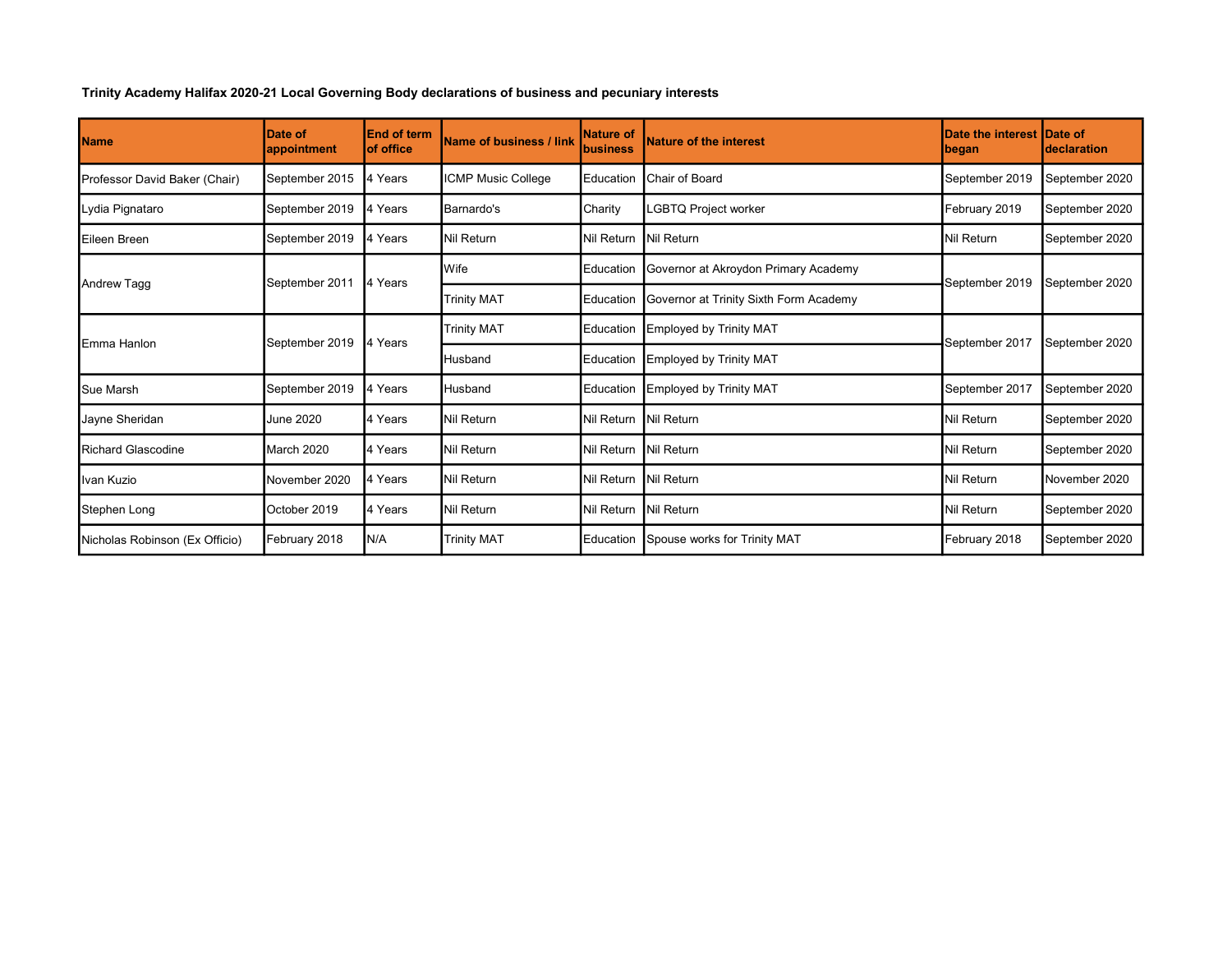**Trinity Academy Halifax 2020-21 Local Governing Body declarations of business and pecuniary interests**

| Name | Date of appointment | End of term of office | Name of business / link | Nature of business | Nature of the interest | Date the interest began | Date of declaration |
|---|---|---|---|---|---|---|---|
| Professor David Baker (Chair) | September 2015 | 4 Years | ICMP Music College | Education | Chair of Board | September 2019 | September 2020 |
| Lydia Pignataro | September 2019 | 4 Years | Barnardo's | Charity | LGBTQ Project worker | February 2019 | September 2020 |
| Eileen Breen | September 2019 | 4 Years | Nil Return | Nil Return | Nil Return | Nil Return | September 2020 |
| Andrew Tagg | September 2011 | 4 Years | Wife | Education | Governor at Akroydon Primary Academy | September 2019 | September 2020 |
| | | | Trinity MAT | Education | Governor at Trinity Sixth Form Academy | | |
| Emma Hanlon | September 2019 | 4 Years | Trinity MAT | Education | Employed by Trinity MAT | September 2017 | September 2020 |
| | | | Husband | Education | Employed by Trinity MAT | | |
| Sue Marsh | September 2019 | 4 Years | Husband | Education | Employed by Trinity MAT | September 2017 | September 2020 |
| Jayne Sheridan | June 2020 | 4 Years | Nil Return | Nil Return | Nil Return | Nil Return | September 2020 |
| Richard Glascodine | March 2020 | 4 Years | Nil Return | Nil Return | Nil Return | Nil Return | September 2020 |
| Ivan Kuzio | November 2020 | 4 Years | Nil Return | Nil Return | Nil Return | Nil Return | November 2020 |
| Stephen Long | October 2019 | 4 Years | Nil Return | Nil Return | Nil Return | Nil Return | September 2020 |
| Nicholas Robinson (Ex Officio) | February 2018 | N/A | Trinity MAT | Education | Spouse works for Trinity MAT | February 2018 | September 2020 |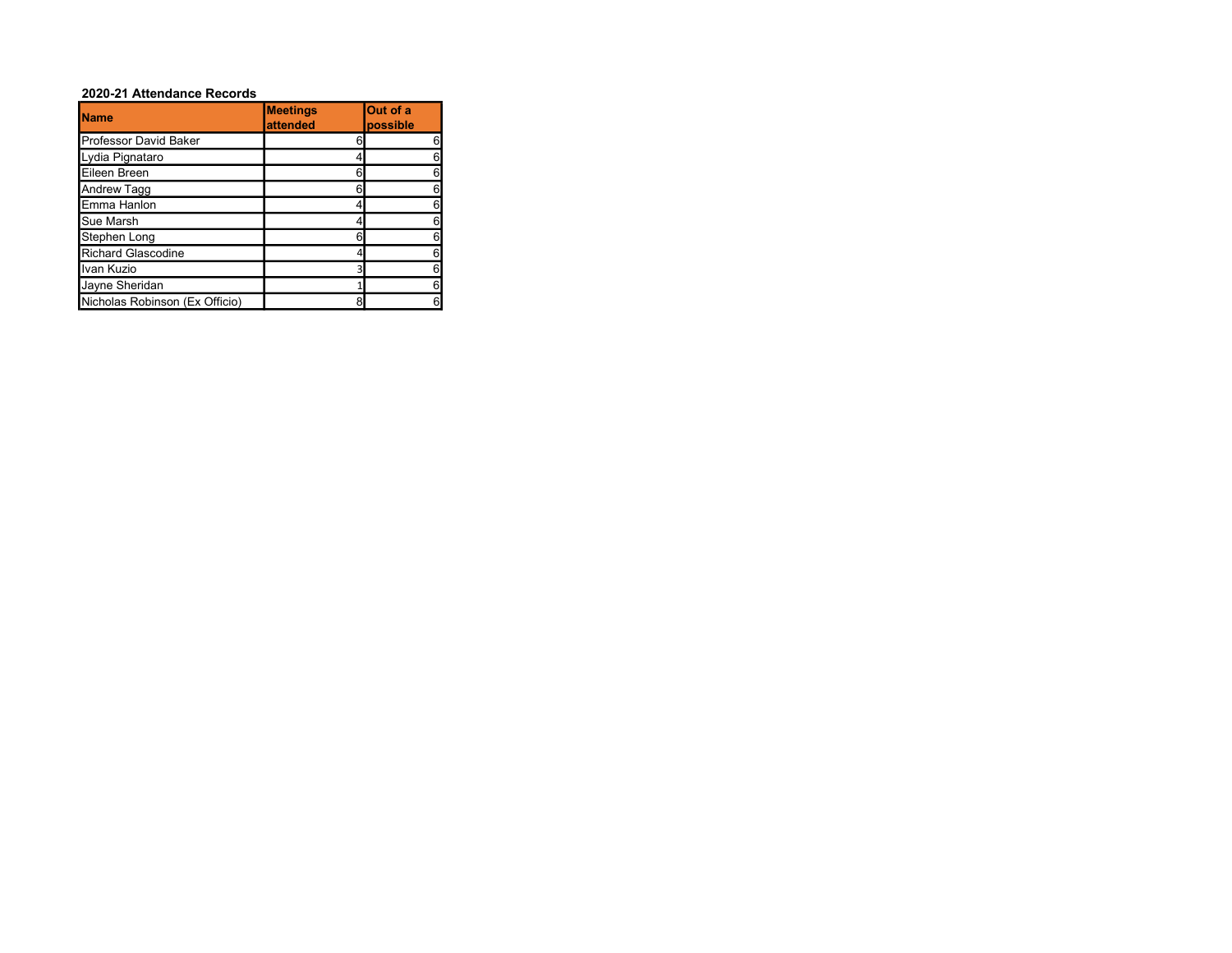**2020-21 Attendance Records**

| Name | Meetings attended | Out of a possible |
|---|---|---|
| Professor David Baker | 6 | 6 |
| Lydia Pignataro | 4 | 6 |
| Eileen Breen | 6 | 6 |
| Andrew Tagg | 6 | 6 |
| Emma Hanlon | 4 | 6 |
| Sue Marsh | 4 | 6 |
| Stephen Long | 6 | 6 |
| Richard Glascodine | 4 | 6 |
| Ivan Kuzio | 3 | 6 |
| Jayne Sheridan | 1 | 6 |
| Nicholas Robinson (Ex Officio) | 8 | 6 |